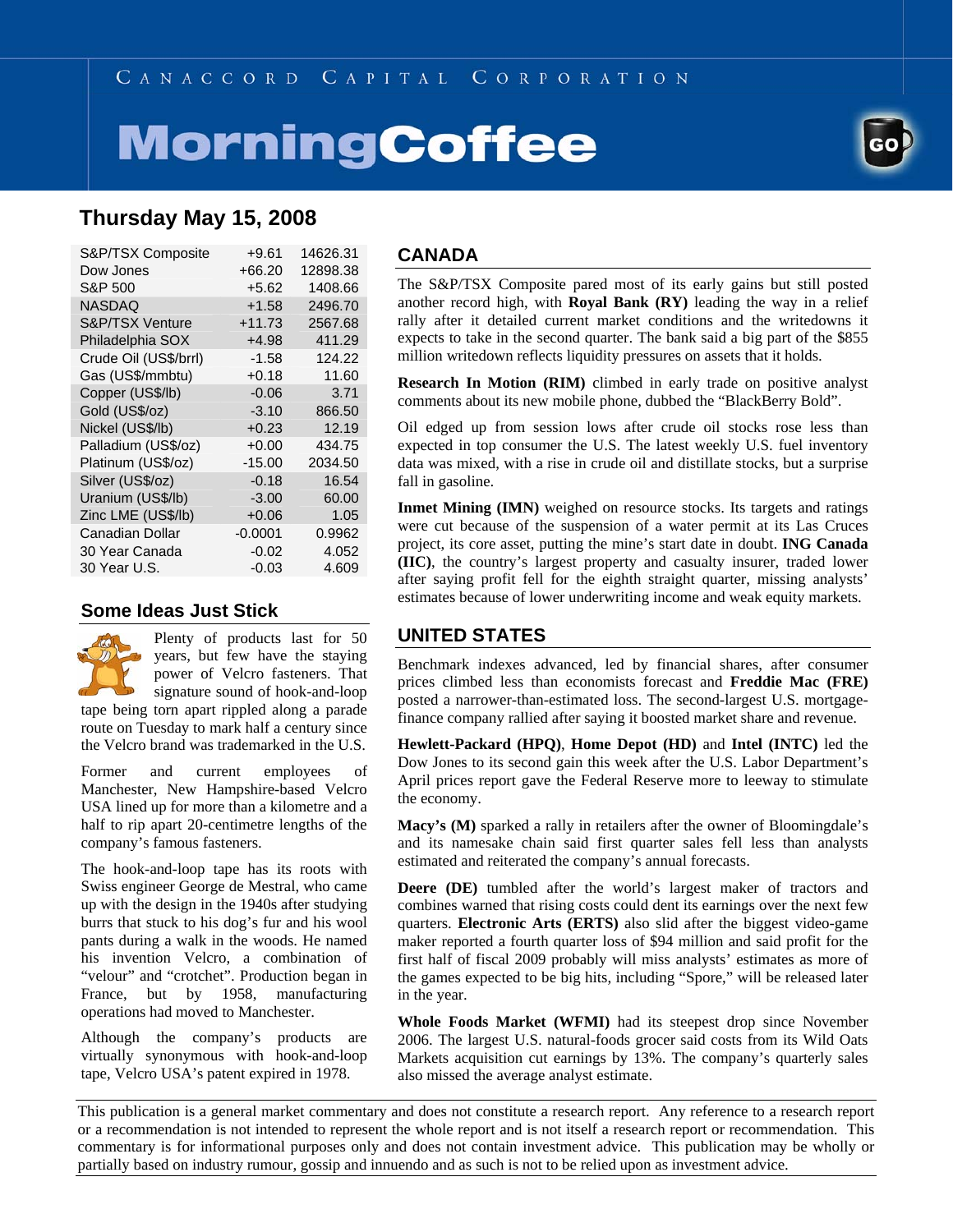CANACCORD CAPITAL CORPORATION

# MorningCoffee

## Thursday May 15, 2008

| | | |
|---|---|---|
| S&P/TSX Composite | +9.61 | 14626.31 |
| Dow Jones | +66.20 | 12898.38 |
| S&P 500 | +5.62 | 1408.66 |
| NASDAQ | +1.58 | 2496.70 |
| S&P/TSX Venture | +11.73 | 2567.68 |
| Philadelphia SOX | +4.98 | 411.29 |
| Crude Oil (US$/brrl) | -1.58 | 124.22 |
| Gas (US$/mmbtu) | +0.18 | 11.60 |
| Copper (US$/lb) | -0.06 | 3.71 |
| Gold (US$/oz) | -3.10 | 866.50 |
| Nickel (US$/lb) | +0.23 | 12.19 |
| Palladium (US$/oz) | +0.00 | 434.75 |
| Platinum (US$/oz) | -15.00 | 2034.50 |
| Silver (US$/oz) | -0.18 | 16.54 |
| Uranium (US$/lb) | -3.00 | 60.00 |
| Zinc LME (US$/lb) | +0.06 | 1.05 |
| Canadian Dollar | -0.0001 | 0.9962 |
| 30 Year Canada | -0.02 | 4.052 |
| 30 Year U.S. | -0.03 | 4.609 |

### Some Ideas Just Stick

Plenty of products last for 50 years, but few have the staying power of Velcro fasteners. That signature sound of hook-and-loop tape being torn apart rippled along a parade route on Tuesday to mark half a century since the Velcro brand was trademarked in the U.S.

Former and current employees of Manchester, New Hampshire-based Velcro USA lined up for more than a kilometre and a half to rip apart 20-centimetre lengths of the company's famous fasteners.

The hook-and-loop tape has its roots with Swiss engineer George de Mestral, who came up with the design in the 1940s after studying burrs that stuck to his dog's fur and his wool pants during a walk in the woods. He named his invention Velcro, a combination of "velour" and "crotchet". Production began in France, but by 1958, manufacturing operations had moved to Manchester.

Although the company's products are virtually synonymous with hook-and-loop tape, Velcro USA's patent expired in 1978.

### CANADA

The S&P/TSX Composite pared most of its early gains but still posted another record high, with **Royal Bank (RY)** leading the way in a relief rally after it detailed current market conditions and the writedowns it expects to take in the second quarter. The bank said a big part of the $855 million writedown reflects liquidity pressures on assets that it holds.

**Research In Motion (RIM)** climbed in early trade on positive analyst comments about its new mobile phone, dubbed the "BlackBerry Bold".

Oil edged up from session lows after crude oil stocks rose less than expected in top consumer the U.S. The latest weekly U.S. fuel inventory data was mixed, with a rise in crude oil and distillate stocks, but a surprise fall in gasoline.

**Inmet Mining (IMN)** weighed on resource stocks. Its targets and ratings were cut because of the suspension of a water permit at its Las Cruces project, its core asset, putting the mine's start date in doubt. **ING Canada (IIC)**, the country's largest property and casualty insurer, traded lower after saying profit fell for the eighth straight quarter, missing analysts' estimates because of lower underwriting income and weak equity markets.

### UNITED STATES

Benchmark indexes advanced, led by financial shares, after consumer prices climbed less than economists forecast and **Freddie Mac (FRE)** posted a narrower-than-estimated loss. The second-largest U.S. mortgage-finance company rallied after saying it boosted market share and revenue.

**Hewlett-Packard (HPQ)**, **Home Depot (HD)** and **Intel (INTC)** led the Dow Jones to its second gain this week after the U.S. Labor Department's April prices report gave the Federal Reserve more to leeway to stimulate the economy.

**Macy's (M)** sparked a rally in retailers after the owner of Bloomingdale's and its namesake chain said first quarter sales fell less than analysts estimated and reiterated the company's annual forecasts.

**Deere (DE)** tumbled after the world's largest maker of tractors and combines warned that rising costs could dent its earnings over the next few quarters. **Electronic Arts (ERTS)** also slid after the biggest video-game maker reported a fourth quarter loss of $94 million and said profit for the first half of fiscal 2009 probably will miss analysts' estimates as more of the games expected to be big hits, including "Spore," will be released later in the year.

**Whole Foods Market (WFMI)** had its steepest drop since November 2006. The largest U.S. natural-foods grocer said costs from its Wild Oats Markets acquisition cut earnings by 13%. The company's quarterly sales also missed the average analyst estimate.

This publication is a general market commentary and does not constitute a research report. Any reference to a research report or a recommendation is not intended to represent the whole report and is not itself a research report or recommendation. This commentary is for informational purposes only and does not contain investment advice. This publication may be wholly or partially based on industry rumour, gossip and innuendo and as such is not to be relied upon as investment advice.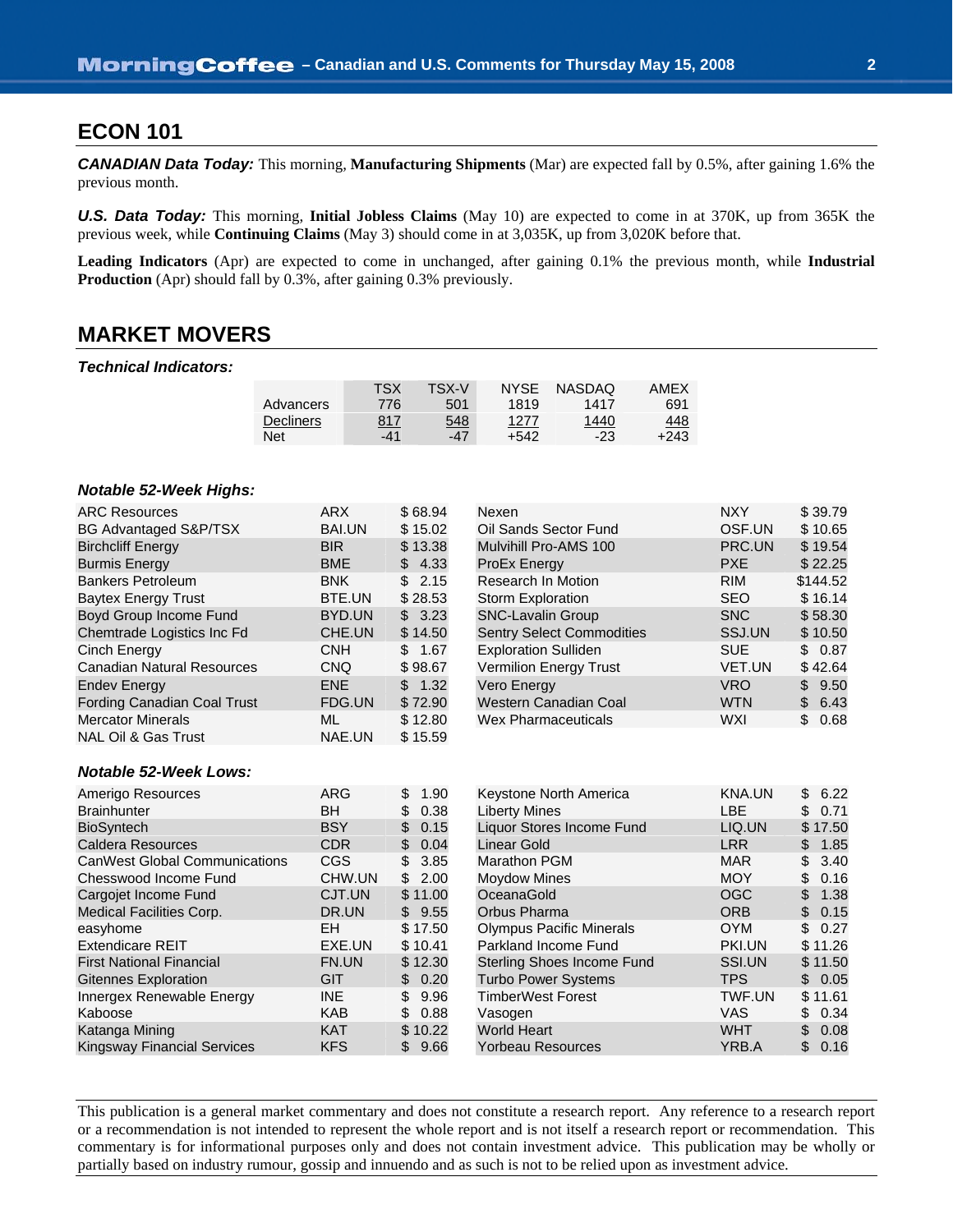## ECON 101

***CANADIAN Data Today:*** This morning, **Manufacturing Shipments** (Mar) are expected fall by 0.5%, after gaining 1.6% the previous month.

***U.S. Data Today:*** This morning, **Initial Jobless Claims** (May 10) are expected to come in at 370K, up from 365K the previous week, while **Continuing Claims** (May 3) should come in at 3,035K, up from 3,020K before that.

**Leading Indicators** (Apr) are expected to come in unchanged, after gaining 0.1% the previous month, while **Industrial Production** (Apr) should fall by 0.3%, after gaining 0.3% previously.

## MARKET MOVERS

***Technical Indicators:***

| | TSX | TSX-V | NYSE | NASDAQ | AMEX |
|---|---|---|---|---|---|
| Advancers | 776 | 501 | 1819 | 1417 | 691 |
| Decliners | 817 | 548 | 1277 | 1440 | 448 |
| Net | -41 | -47 | +542 | -23 | +243 |

***Notable 52-Week Highs:***

| Company | Symbol | Price |
|---|---|---|
| ARC Resources | ARX | $ 68.94 |
| BG Advantaged S&P/TSX | BAI.UN | $ 15.02 |
| Birchcliff Energy | BIR | $ 13.38 |
| Burmis Energy | BME | $ 4.33 |
| Bankers Petroleum | BNK | $ 2.15 |
| Baytex Energy Trust | BTE.UN | $ 28.53 |
| Boyd Group Income Fund | BYD.UN | $ 3.23 |
| Chemtrade Logistics Inc Fd | CHE.UN | $ 14.50 |
| Cinch Energy | CNH | $ 1.67 |
| Canadian Natural Resources | CNQ | $ 98.67 |
| Endev Energy | ENE | $ 1.32 |
| Fording Canadian Coal Trust | FDG.UN | $ 72.90 |
| Mercator Minerals | ML | $ 12.80 |
| NAL Oil & Gas Trust | NAE.UN | $ 15.59 |
| Nexen | NXY | $ 39.79 |
| Oil Sands Sector Fund | OSF.UN | $ 10.65 |
| Mulvihill Pro-AMS 100 | PRC.UN | $ 19.54 |
| ProEx Energy | PXE | $ 22.25 |
| Research In Motion | RIM | $144.52 |
| Storm Exploration | SEO | $ 16.14 |
| SNC-Lavalin Group | SNC | $ 58.30 |
| Sentry Select Commodities | SSJ.UN | $ 10.50 |
| Exploration Sulliden | SUE | $ 0.87 |
| Vermilion Energy Trust | VET.UN | $ 42.64 |
| Vero Energy | VRO | $ 9.50 |
| Western Canadian Coal | WTN | $ 6.43 |
| Wex Pharmaceuticals | WXI | $ 0.68 |

***Notable 52-Week Lows:***

| Company | Symbol | Price |
|---|---|---|
| Amerigo Resources | ARG | $ 1.90 |
| Brainhunter | BH | $ 0.38 |
| BioSyntech | BSY | $ 0.15 |
| Caldera Resources | CDR | $ 0.04 |
| CanWest Global Communications | CGS | $ 3.85 |
| Chesswood Income Fund | CHW.UN | $ 2.00 |
| Cargojet Income Fund | CJT.UN | $ 11.00 |
| Medical Facilities Corp. | DR.UN | $ 9.55 |
| easyhome | EH | $ 17.50 |
| Extendicare REIT | EXE.UN | $ 10.41 |
| First National Financial | FN.UN | $ 12.30 |
| Gitennes Exploration | GIT | $ 0.20 |
| Innergex Renewable Energy | INE | $ 9.96 |
| Kaboose | KAB | $ 0.88 |
| Katanga Mining | KAT | $ 10.22 |
| Kingsway Financial Services | KFS | $ 9.66 |
| Keystone North America | KNA.UN | $ 6.22 |
| Liberty Mines | LBE | $ 0.71 |
| Liquor Stores Income Fund | LIQ.UN | $ 17.50 |
| Linear Gold | LRR | $ 1.85 |
| Marathon PGM | MAR | $ 3.40 |
| Moydow Mines | MOY | $ 0.16 |
| OceanaGold | OGC | $ 1.38 |
| Orbus Pharma | ORB | $ 0.15 |
| Olympus Pacific Minerals | OYM | $ 0.27 |
| Parkland Income Fund | PKI.UN | $ 11.26 |
| Sterling Shoes Income Fund | SSI.UN | $ 11.50 |
| Turbo Power Systems | TPS | $ 0.05 |
| TimberWest Forest | TWF.UN | $ 11.61 |
| Vasogen | VAS | $ 0.34 |
| World Heart | WHT | $ 0.08 |
| Yorbeau Resources | YRB.A | $ 0.16 |

This publication is a general market commentary and does not constitute a research report. Any reference to a research report or a recommendation is not intended to represent the whole report and is not itself a research report or recommendation. This commentary is for informational purposes only and does not contain investment advice. This publication may be wholly or partially based on industry rumour, gossip and innuendo and as such is not to be relied upon as investment advice.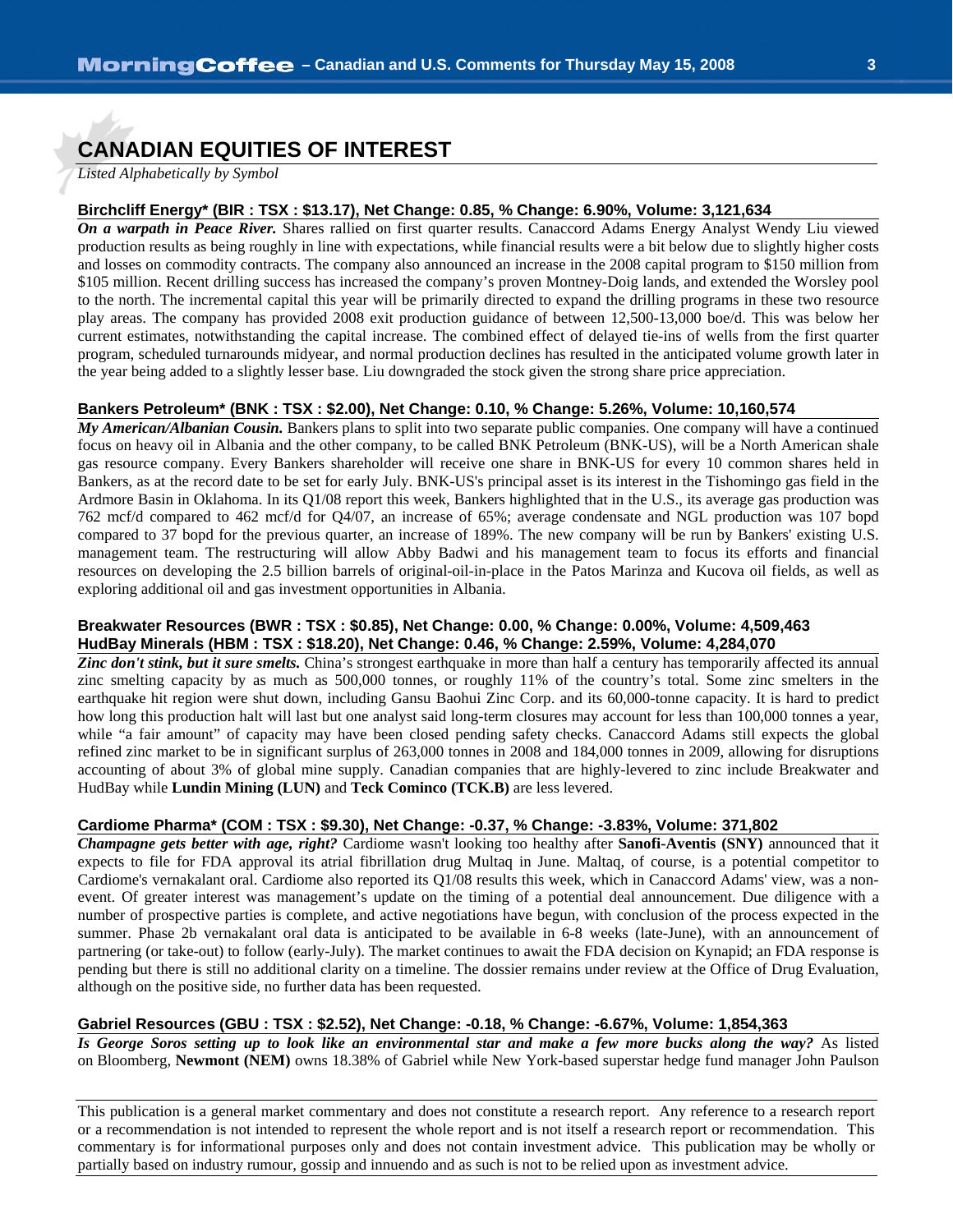# CANADIAN EQUITIES OF INTEREST

*Listed Alphabetically by Symbol*

**Birchcliff Energy* (BIR : TSX : $13.17), Net Change: 0.85, % Change: 6.90%, Volume: 3,121,634**

***On a warpath in Peace River.*** Shares rallied on first quarter results. Canaccord Adams Energy Analyst Wendy Liu viewed production results as being roughly in line with expectations, while financial results were a bit below due to slightly higher costs and losses on commodity contracts. The company also announced an increase in the 2008 capital program to $150 million from $105 million. Recent drilling success has increased the company's proven Montney-Doig lands, and extended the Worsley pool to the north. The incremental capital this year will be primarily directed to expand the drilling programs in these two resource play areas. The company has provided 2008 exit production guidance of between 12,500-13,000 boe/d. This was below her current estimates, notwithstanding the capital increase. The combined effect of delayed tie-ins of wells from the first quarter program, scheduled turnarounds midyear, and normal production declines has resulted in the anticipated volume growth later in the year being added to a slightly lesser base. Liu downgraded the stock given the strong share price appreciation.

**Bankers Petroleum* (BNK : TSX : $2.00), Net Change: 0.10, % Change: 5.26%, Volume: 10,160,574**

***My American/Albanian Cousin.*** Bankers plans to split into two separate public companies. One company will have a continued focus on heavy oil in Albania and the other company, to be called BNK Petroleum (BNK-US), will be a North American shale gas resource company. Every Bankers shareholder will receive one share in BNK-US for every 10 common shares held in Bankers, as at the record date to be set for early July. BNK-US's principal asset is its interest in the Tishomingo gas field in the Ardmore Basin in Oklahoma. In its Q1/08 report this week, Bankers highlighted that in the U.S., its average gas production was 762 mcf/d compared to 462 mcf/d for Q4/07, an increase of 65%; average condensate and NGL production was 107 bopd compared to 37 bopd for the previous quarter, an increase of 189%. The new company will be run by Bankers' existing U.S. management team. The restructuring will allow Abby Badwi and his management team to focus its efforts and financial resources on developing the 2.5 billion barrels of original-oil-in-place in the Patos Marinza and Kucova oil fields, as well as exploring additional oil and gas investment opportunities in Albania.

**Breakwater Resources (BWR : TSX : $0.85), Net Change: 0.00, % Change: 0.00%, Volume: 4,509,463**
**HudBay Minerals (HBM : TSX : $18.20), Net Change: 0.46, % Change: 2.59%, Volume: 4,284,070**

***Zinc don't stink, but it sure smelts.*** China's strongest earthquake in more than half a century has temporarily affected its annual zinc smelting capacity by as much as 500,000 tonnes, or roughly 11% of the country's total. Some zinc smelters in the earthquake hit region were shut down, including Gansu Baohui Zinc Corp. and its 60,000-tonne capacity. It is hard to predict how long this production halt will last but one analyst said long-term closures may account for less than 100,000 tonnes a year, while "a fair amount" of capacity may have been closed pending safety checks. Canaccord Adams still expects the global refined zinc market to be in significant surplus of 263,000 tonnes in 2008 and 184,000 tonnes in 2009, allowing for disruptions accounting of about 3% of global mine supply. Canadian companies that are highly-levered to zinc include Breakwater and HudBay while **Lundin Mining (LUN)** and **Teck Cominco (TCK.B)** are less levered.

**Cardiome Pharma* (COM : TSX : $9.30), Net Change: -0.37, % Change: -3.83%, Volume: 371,802**

***Champagne gets better with age, right?*** Cardiome wasn't looking too healthy after **Sanofi-Aventis (SNY)** announced that it expects to file for FDA approval its atrial fibrillation drug Multaq in June. Maltaq, of course, is a potential competitor to Cardiome's vernakalant oral. Cardiome also reported its Q1/08 results this week, which in Canaccord Adams' view, was a non-event. Of greater interest was management's update on the timing of a potential deal announcement. Due diligence with a number of prospective parties is complete, and active negotiations have begun, with conclusion of the process expected in the summer. Phase 2b vernakalant oral data is anticipated to be available in 6-8 weeks (late-June), with an announcement of partnering (or take-out) to follow (early-July). The market continues to await the FDA decision on Kynapid; an FDA response is pending but there is still no additional clarity on a timeline. The dossier remains under review at the Office of Drug Evaluation, although on the positive side, no further data has been requested.

**Gabriel Resources (GBU : TSX : $2.52), Net Change: -0.18, % Change: -6.67%, Volume: 1,854,363**

***Is George Soros setting up to look like an environmental star and make a few more bucks along the way?*** As listed on Bloomberg, **Newmont (NEM)** owns 18.38% of Gabriel while New York-based superstar hedge fund manager John Paulson

This publication is a general market commentary and does not constitute a research report. Any reference to a research report or a recommendation is not intended to represent the whole report and is not itself a research report or recommendation. This commentary is for informational purposes only and does not contain investment advice. This publication may be wholly or partially based on industry rumour, gossip and innuendo and as such is not to be relied upon as investment advice.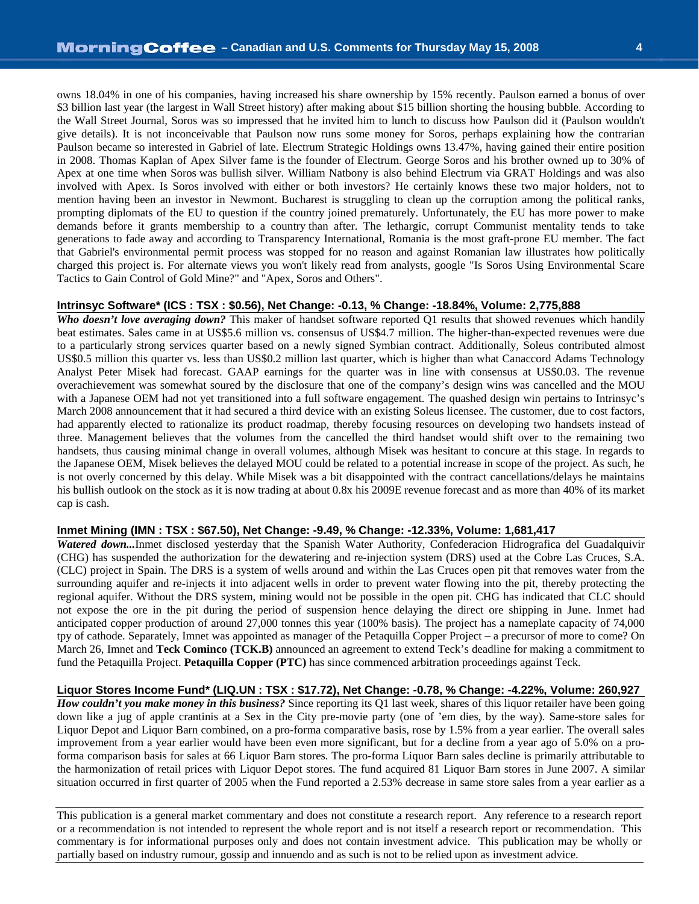owns 18.04% in one of his companies, having increased his share ownership by 15% recently. Paulson earned a bonus of over $3 billion last year (the largest in Wall Street history) after making about $15 billion shorting the housing bubble. According to the Wall Street Journal, Soros was so impressed that he invited him to lunch to discuss how Paulson did it (Paulson wouldn't give details). It is not inconceivable that Paulson now runs some money for Soros, perhaps explaining how the contrarian Paulson became so interested in Gabriel of late. Electrum Strategic Holdings owns 13.47%, having gained their entire position in 2008. Thomas Kaplan of Apex Silver fame is the founder of Electrum. George Soros and his brother owned up to 30% of Apex at one time when Soros was bullish silver. William Natbony is also behind Electrum via GRAT Holdings and was also involved with Apex. Is Soros involved with either or both investors? He certainly knows these two major holders, not to mention having been an investor in Newmont. Bucharest is struggling to clean up the corruption among the political ranks, prompting diplomats of the EU to question if the country joined prematurely. Unfortunately, the EU has more power to make demands before it grants membership to a country than after. The lethargic, corrupt Communist mentality tends to take generations to fade away and according to Transparency International, Romania is the most graft-prone EU member. The fact that Gabriel's environmental permit process was stopped for no reason and against Romanian law illustrates how politically charged this project is. For alternate views you won't likely read from analysts, google "Is Soros Using Environmental Scare Tactics to Gain Control of Gold Mine?" and "Apex, Soros and Others".

**Intrinsyc Software* (ICS : TSX : $0.56), Net Change: -0.13, % Change: -18.84%, Volume: 2,775,888**

***Who doesn't love averaging down?*** This maker of handset software reported Q1 results that showed revenues which handily beat estimates. Sales came in at US$5.6 million vs. consensus of US$4.7 million. The higher-than-expected revenues were due to a particularly strong services quarter based on a newly signed Symbian contract. Additionally, Soleus contributed almost US$0.5 million this quarter vs. less than US$0.2 million last quarter, which is higher than what Canaccord Adams Technology Analyst Peter Misek had forecast. GAAP earnings for the quarter was in line with consensus at US$0.03. The revenue overachievement was somewhat soured by the disclosure that one of the company's design wins was cancelled and the MOU with a Japanese OEM had not yet transitioned into a full software engagement. The quashed design win pertains to Intrinsyc's March 2008 announcement that it had secured a third device with an existing Soleus licensee. The customer, due to cost factors, had apparently elected to rationalize its product roadmap, thereby focusing resources on developing two handsets instead of three. Management believes that the volumes from the cancelled the third handset would shift over to the remaining two handsets, thus causing minimal change in overall volumes, although Misek was hesitant to concure at this stage. In regards to the Japanese OEM, Misek believes the delayed MOU could be related to a potential increase in scope of the project. As such, he is not overly concerned by this delay. While Misek was a bit disappointed with the contract cancellations/delays he maintains his bullish outlook on the stock as it is now trading at about 0.8x his 2009E revenue forecast and as more than 40% of its market cap is cash.

**Inmet Mining (IMN : TSX : $67.50), Net Change: -9.49, % Change: -12.33%, Volume: 1,681,417**

***Watered down...***Inmet disclosed yesterday that the Spanish Water Authority, Confederacion Hidrografica del Guadalquivir (CHG) has suspended the authorization for the dewatering and re-injection system (DRS) used at the Cobre Las Cruces, S.A. (CLC) project in Spain. The DRS is a system of wells around and within the Las Cruces open pit that removes water from the surrounding aquifer and re-injects it into adjacent wells in order to prevent water flowing into the pit, thereby protecting the regional aquifer. Without the DRS system, mining would not be possible in the open pit. CHG has indicated that CLC should not expose the ore in the pit during the period of suspension hence delaying the direct ore shipping in June. Inmet had anticipated copper production of around 27,000 tonnes this year (100% basis). The project has a nameplate capacity of 74,000 tpy of cathode. Separately, Imnet was appointed as manager of the Petaquilla Copper Project – a precursor of more to come? On March 26, Imnet and **Teck Cominco (TCK.B)** announced an agreement to extend Teck's deadline for making a commitment to fund the Petaquilla Project. **Petaquilla Copper (PTC)** has since commenced arbitration proceedings against Teck.

**Liquor Stores Income Fund* (LIQ.UN : TSX : $17.72), Net Change: -0.78, % Change: -4.22%, Volume: 260,927**

***How couldn't you make money in this business?*** Since reporting its Q1 last week, shares of this liquor retailer have been going down like a jug of apple crantinis at a Sex in the City pre-movie party (one of 'em dies, by the way). Same-store sales for Liquor Depot and Liquor Barn combined, on a pro-forma comparative basis, rose by 1.5% from a year earlier. The overall sales improvement from a year earlier would have been even more significant, but for a decline from a year ago of 5.0% on a pro-forma comparison basis for sales at 66 Liquor Barn stores. The pro-forma Liquor Barn sales decline is primarily attributable to the harmonization of retail prices with Liquor Depot stores. The fund acquired 81 Liquor Barn stores in June 2007. A similar situation occurred in first quarter of 2005 when the Fund reported a 2.53% decrease in same store sales from a year earlier as a

This publication is a general market commentary and does not constitute a research report. Any reference to a research report or a recommendation is not intended to represent the whole report and is not itself a research report or recommendation. This commentary is for informational purposes only and does not contain investment advice. This publication may be wholly or partially based on industry rumour, gossip and innuendo and as such is not to be relied upon as investment advice.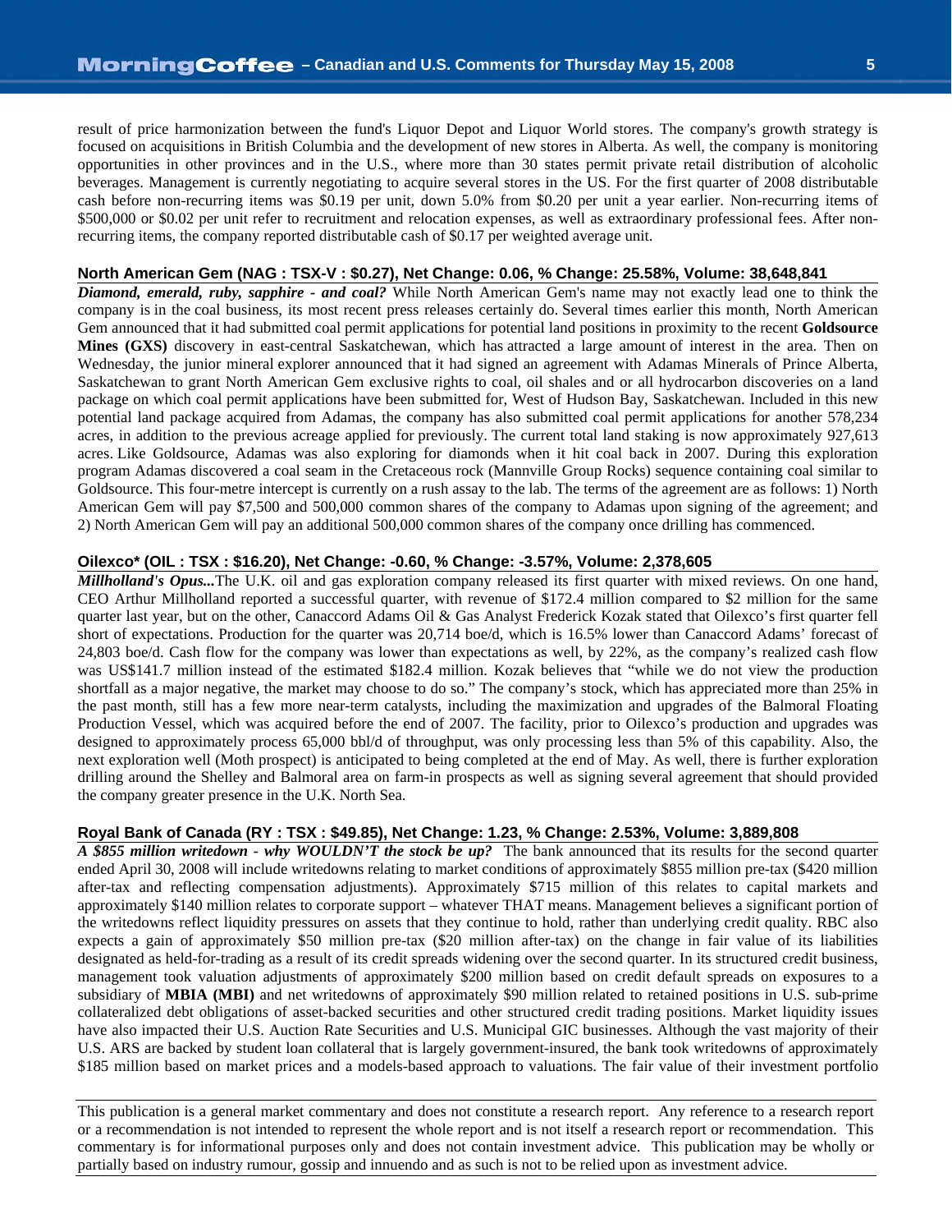result of price harmonization between the fund's Liquor Depot and Liquor World stores. The company's growth strategy is focused on acquisitions in British Columbia and the development of new stores in Alberta. As well, the company is monitoring opportunities in other provinces and in the U.S., where more than 30 states permit private retail distribution of alcoholic beverages. Management is currently negotiating to acquire several stores in the US. For the first quarter of 2008 distributable cash before non-recurring items was $0.19 per unit, down 5.0% from $0.20 per unit a year earlier. Non-recurring items of $500,000 or $0.02 per unit refer to recruitment and relocation expenses, as well as extraordinary professional fees. After non-recurring items, the company reported distributable cash of $0.17 per weighted average unit.

### North American Gem (NAG : TSX-V : $0.27), Net Change: 0.06, % Change: 25.58%, Volume: 38,648,841

***Diamond, emerald, ruby, sapphire - and coal?*** While North American Gem's name may not exactly lead one to think the company is in the coal business, its most recent press releases certainly do. Several times earlier this month, North American Gem announced that it had submitted coal permit applications for potential land positions in proximity to the recent **Goldsource Mines (GXS)** discovery in east-central Saskatchewan, which has attracted a large amount of interest in the area. Then on Wednesday, the junior mineral explorer announced that it had signed an agreement with Adamas Minerals of Prince Alberta, Saskatchewan to grant North American Gem exclusive rights to coal, oil shales and or all hydrocarbon discoveries on a land package on which coal permit applications have been submitted for, West of Hudson Bay, Saskatchewan. Included in this new potential land package acquired from Adamas, the company has also submitted coal permit applications for another 578,234 acres, in addition to the previous acreage applied for previously. The current total land staking is now approximately 927,613 acres. Like Goldsource, Adamas was also exploring for diamonds when it hit coal back in 2007. During this exploration program Adamas discovered a coal seam in the Cretaceous rock (Mannville Group Rocks) sequence containing coal similar to Goldsource. This four-metre intercept is currently on a rush assay to the lab. The terms of the agreement are as follows: 1) North American Gem will pay $7,500 and 500,000 common shares of the company to Adamas upon signing of the agreement; and 2) North American Gem will pay an additional 500,000 common shares of the company once drilling has commenced.

### Oilexco* (OIL : TSX : $16.20), Net Change: -0.60, % Change: -3.57%, Volume: 2,378,605

***Millholland's Opus...***The U.K. oil and gas exploration company released its first quarter with mixed reviews. On one hand, CEO Arthur Millholland reported a successful quarter, with revenue of $172.4 million compared to $2 million for the same quarter last year, but on the other, Canaccord Adams Oil & Gas Analyst Frederick Kozak stated that Oilexco's first quarter fell short of expectations. Production for the quarter was 20,714 boe/d, which is 16.5% lower than Canaccord Adams' forecast of 24,803 boe/d. Cash flow for the company was lower than expectations as well, by 22%, as the company's realized cash flow was US$141.7 million instead of the estimated $182.4 million. Kozak believes that "while we do not view the production shortfall as a major negative, the market may choose to do so." The company's stock, which has appreciated more than 25% in the past month, still has a few more near-term catalysts, including the maximization and upgrades of the Balmoral Floating Production Vessel, which was acquired before the end of 2007. The facility, prior to Oilexco's production and upgrades was designed to approximately process 65,000 bbl/d of throughput, was only processing less than 5% of this capability. Also, the next exploration well (Moth prospect) is anticipated to being completed at the end of May. As well, there is further exploration drilling around the Shelley and Balmoral area on farm-in prospects as well as signing several agreement that should provided the company greater presence in the U.K. North Sea.

### Royal Bank of Canada (RY : TSX : $49.85), Net Change: 1.23, % Change: 2.53%, Volume: 3,889,808

***A $855 million writedown - why WOULDN'T the stock be up?*** The bank announced that its results for the second quarter ended April 30, 2008 will include writedowns relating to market conditions of approximately $855 million pre-tax ($420 million after-tax and reflecting compensation adjustments). Approximately $715 million of this relates to capital markets and approximately $140 million relates to corporate support – whatever THAT means. Management believes a significant portion of the writedowns reflect liquidity pressures on assets that they continue to hold, rather than underlying credit quality. RBC also expects a gain of approximately $50 million pre-tax ($20 million after-tax) on the change in fair value of its liabilities designated as held-for-trading as a result of its credit spreads widening over the second quarter. In its structured credit business, management took valuation adjustments of approximately $200 million based on credit default spreads on exposures to a subsidiary of **MBIA (MBI)** and net writedowns of approximately $90 million related to retained positions in U.S. sub-prime collateralized debt obligations of asset-backed securities and other structured credit trading positions. Market liquidity issues have also impacted their U.S. Auction Rate Securities and U.S. Municipal GIC businesses. Although the vast majority of their U.S. ARS are backed by student loan collateral that is largely government-insured, the bank took writedowns of approximately $185 million based on market prices and a models-based approach to valuations. The fair value of their investment portfolio

This publication is a general market commentary and does not constitute a research report. Any reference to a research report or a recommendation is not intended to represent the whole report and is not itself a research report or recommendation. This commentary is for informational purposes only and does not contain investment advice. This publication may be wholly or partially based on industry rumour, gossip and innuendo and as such is not to be relied upon as investment advice.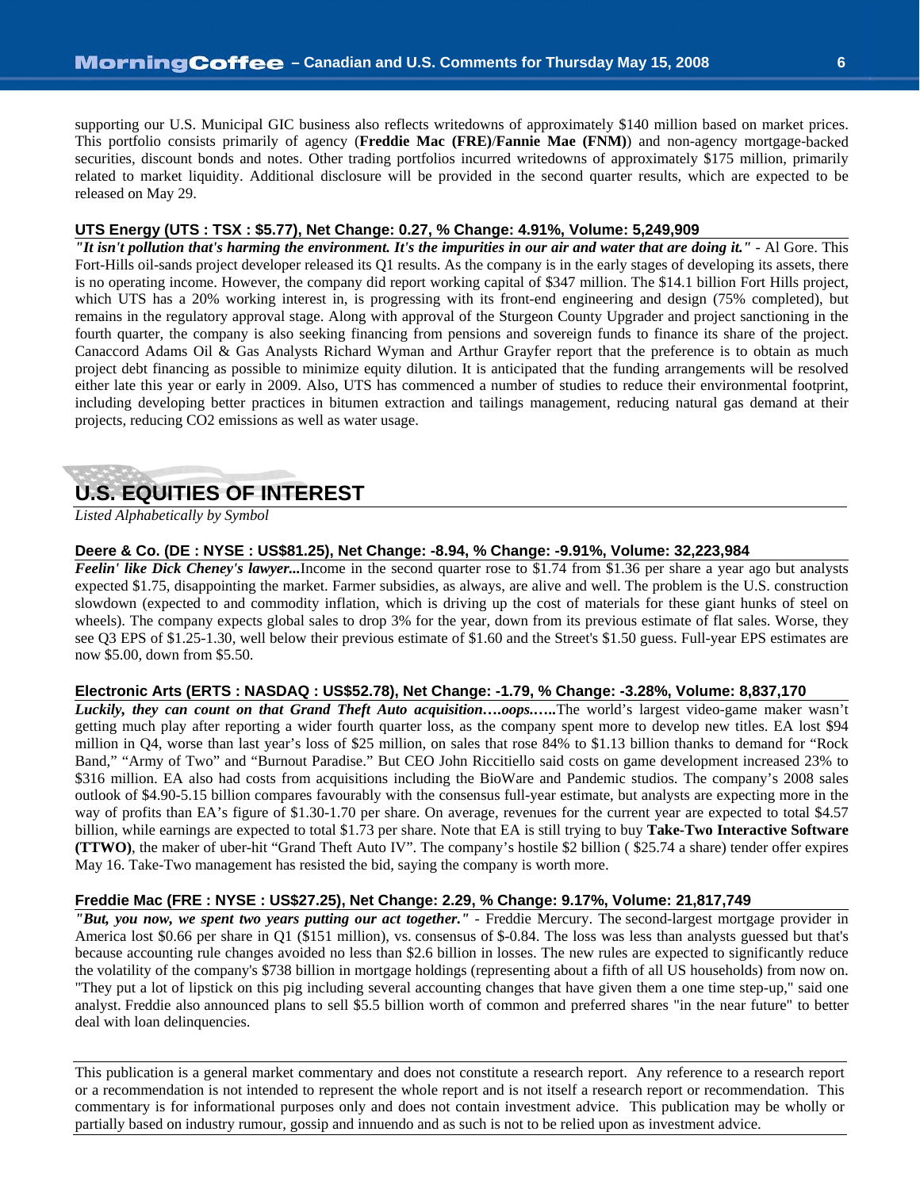supporting our U.S. Municipal GIC business also reflects writedowns of approximately $140 million based on market prices. This portfolio consists primarily of agency (**Freddie Mac (FRE)**/**Fannie Mae (FNM)**) and non-agency mortgage-backed securities, discount bonds and notes. Other trading portfolios incurred writedowns of approximately $175 million, primarily related to market liquidity. Additional disclosure will be provided in the second quarter results, which are expected to be released on May 29.

### UTS Energy (UTS : TSX : $5.77), Net Change: 0.27, % Change: 4.91%, Volume: 5,249,909

***"It isn't pollution that's harming the environment. It's the impurities in our air and water that are doing it."*** - Al Gore. This Fort-Hills oil-sands project developer released its Q1 results. As the company is in the early stages of developing its assets, there is no operating income. However, the company did report working capital of $347 million. The $14.1 billion Fort Hills project, which UTS has a 20% working interest in, is progressing with its front-end engineering and design (75% completed), but remains in the regulatory approval stage. Along with approval of the Sturgeon County Upgrader and project sanctioning in the fourth quarter, the company is also seeking financing from pensions and sovereign funds to finance its share of the project. Canaccord Adams Oil & Gas Analysts Richard Wyman and Arthur Grayfer report that the preference is to obtain as much project debt financing as possible to minimize equity dilution. It is anticipated that the funding arrangements will be resolved either late this year or early in 2009. Also, UTS has commenced a number of studies to reduce their environmental footprint, including developing better practices in bitumen extraction and tailings management, reducing natural gas demand at their projects, reducing CO2 emissions as well as water usage.

## U.S. EQUITIES OF INTEREST

*Listed Alphabetically by Symbol*

### Deere & Co. (DE : NYSE : US$81.25), Net Change: -8.94, % Change: -9.91%, Volume: 32,223,984

***Feelin' like Dick Cheney's lawyer...*** Income in the second quarter rose to $1.74 from $1.36 per share a year ago but analysts expected $1.75, disappointing the market. Farmer subsidies, as always, are alive and well. The problem is the U.S. construction slowdown (expected to and commodity inflation, which is driving up the cost of materials for these giant hunks of steel on wheels). The company expects global sales to drop 3% for the year, down from its previous estimate of flat sales. Worse, they see Q3 EPS of $1.25-1.30, well below their previous estimate of $1.60 and the Street's $1.50 guess. Full-year EPS estimates are now $5.00, down from $5.50.

### Electronic Arts (ERTS : NASDAQ : US$52.78), Net Change: -1.79, % Change: -3.28%, Volume: 8,837,170

***Luckily, they can count on that Grand Theft Auto acquisition….oops.…..*** The world's largest video-game maker wasn't getting much play after reporting a wider fourth quarter loss, as the company spent more to develop new titles. EA lost $94 million in Q4, worse than last year's loss of $25 million, on sales that rose 84% to $1.13 billion thanks to demand for "Rock Band," "Army of Two" and "Burnout Paradise." But CEO John Riccitiello said costs on game development increased 23% to $316 million. EA also had costs from acquisitions including the BioWare and Pandemic studios. The company's 2008 sales outlook of $4.90-5.15 billion compares favourably with the consensus full-year estimate, but analysts are expecting more in the way of profits than EA's figure of $1.30-1.70 per share. On average, revenues for the current year are expected to total $4.57 billion, while earnings are expected to total $1.73 per share. Note that EA is still trying to buy **Take-Two Interactive Software (TTWO)**, the maker of uber-hit "Grand Theft Auto IV". The company's hostile $2 billion ( $25.74 a share) tender offer expires May 16. Take-Two management has resisted the bid, saying the company is worth more.

### Freddie Mac (FRE : NYSE : US$27.25), Net Change: 2.29, % Change: 9.17%, Volume: 21,817,749

***"But, you now, we spent two years putting our act together."*** - Freddie Mercury. The second-largest mortgage provider in America lost $0.66 per share in Q1 ($151 million), vs. consensus of $-0.84. The loss was less than analysts guessed but that's because accounting rule changes avoided no less than $2.6 billion in losses. The new rules are expected to significantly reduce the volatility of the company's $738 billion in mortgage holdings (representing about a fifth of all US households) from now on. "They put a lot of lipstick on this pig including several accounting changes that have given them a one time step-up," said one analyst. Freddie also announced plans to sell $5.5 billion worth of common and preferred shares "in the near future" to better deal with loan delinquencies.

---

This publication is a general market commentary and does not constitute a research report. Any reference to a research report or a recommendation is not intended to represent the whole report and is not itself a research report or recommendation. This commentary is for informational purposes only and does not contain investment advice. This publication may be wholly or partially based on industry rumour, gossip and innuendo and as such is not to be relied upon as investment advice.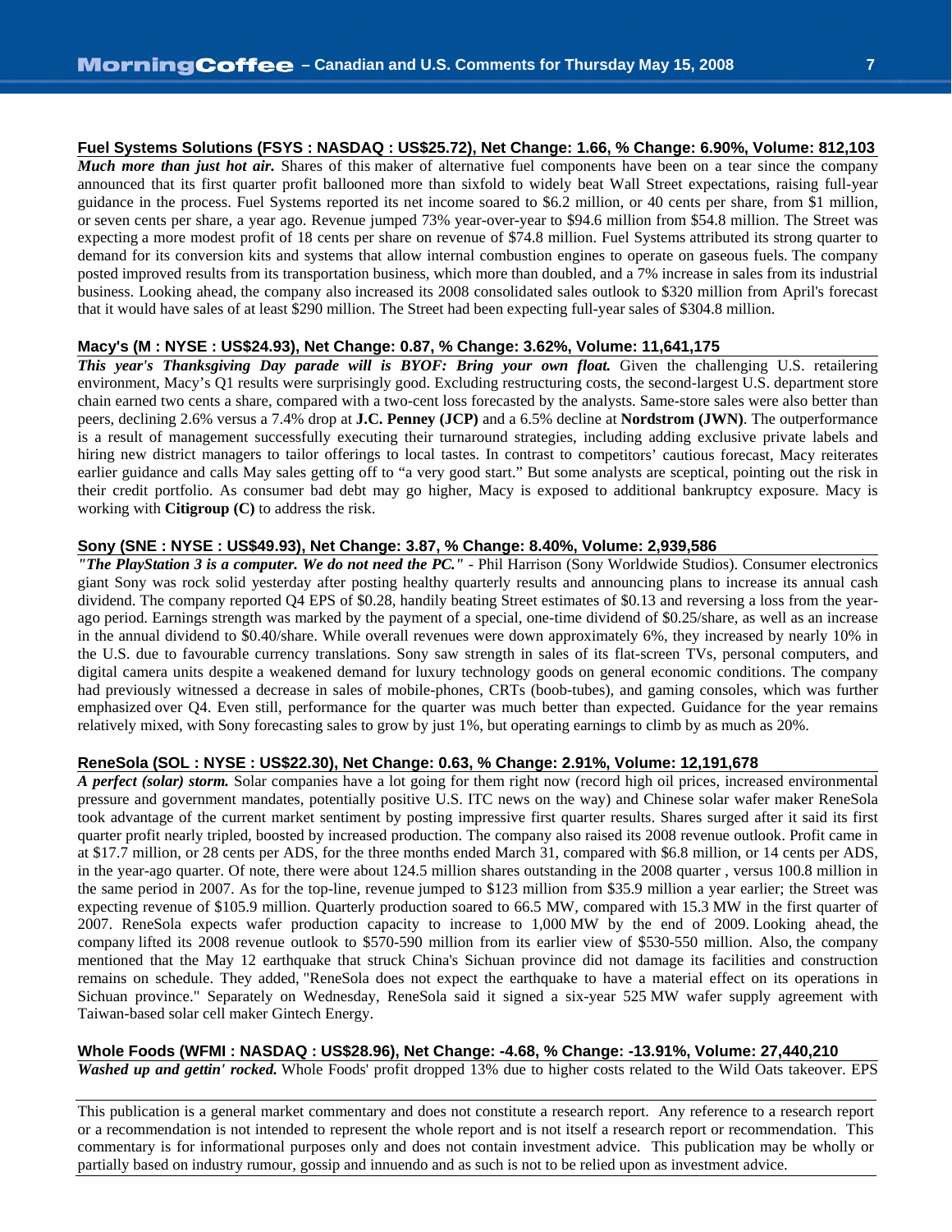**Fuel Systems Solutions (FSYS : NASDAQ : US$25.72), Net Change: 1.66, % Change: 6.90%, Volume: 812,103**

***Much more than just hot air.*** Shares of this maker of alternative fuel components have been on a tear since the company announced that its first quarter profit ballooned more than sixfold to widely beat Wall Street expectations, raising full-year guidance in the process. Fuel Systems reported its net income soared to $6.2 million, or 40 cents per share, from $1 million, or seven cents per share, a year ago. Revenue jumped 73% year-over-year to $94.6 million from $54.8 million. The Street was expecting a more modest profit of 18 cents per share on revenue of $74.8 million. Fuel Systems attributed its strong quarter to demand for its conversion kits and systems that allow internal combustion engines to operate on gaseous fuels. The company posted improved results from its transportation business, which more than doubled, and a 7% increase in sales from its industrial business. Looking ahead, the company also increased its 2008 consolidated sales outlook to $320 million from April's forecast that it would have sales of at least $290 million. The Street had been expecting full-year sales of $304.8 million.

**Macy's (M : NYSE : US$24.93), Net Change: 0.87, % Change: 3.62%, Volume: 11,641,175**

***This year's Thanksgiving Day parade will is BYOF: Bring your own float.*** Given the challenging U.S. retailering environment, Macy's Q1 results were surprisingly good. Excluding restructuring costs, the second-largest U.S. department store chain earned two cents a share, compared with a two-cent loss forecasted by the analysts. Same-store sales were also better than peers, declining 2.6% versus a 7.4% drop at **J.C. Penney (JCP)** and a 6.5% decline at **Nordstrom (JWN)**. The outperformance is a result of management successfully executing their turnaround strategies, including adding exclusive private labels and hiring new district managers to tailor offerings to local tastes. In contrast to competitors' cautious forecast, Macy reiterates earlier guidance and calls May sales getting off to "a very good start." But some analysts are sceptical, pointing out the risk in their credit portfolio. As consumer bad debt may go higher, Macy is exposed to additional bankruptcy exposure. Macy is working with **Citigroup (C)** to address the risk.

**Sony (SNE : NYSE : US$49.93), Net Change: 3.87, % Change: 8.40%, Volume: 2,939,586**

***"The PlayStation 3 is a computer. We do not need the PC."*** - Phil Harrison (Sony Worldwide Studios). Consumer electronics giant Sony was rock solid yesterday after posting healthy quarterly results and announcing plans to increase its annual cash dividend. The company reported Q4 EPS of $0.28, handily beating Street estimates of $0.13 and reversing a loss from the year-ago period. Earnings strength was marked by the payment of a special, one-time dividend of $0.25/share, as well as an increase in the annual dividend to $0.40/share. While overall revenues were down approximately 6%, they increased by nearly 10% in the U.S. due to favourable currency translations. Sony saw strength in sales of its flat-screen TVs, personal computers, and digital camera units despite a weakened demand for luxury technology goods on general economic conditions. The company had previously witnessed a decrease in sales of mobile-phones, CRTs (boob-tubes), and gaming consoles, which was further emphasized over Q4. Even still, performance for the quarter was much better than expected. Guidance for the year remains relatively mixed, with Sony forecasting sales to grow by just 1%, but operating earnings to climb by as much as 20%.

**ReneSola (SOL : NYSE : US$22.30), Net Change: 0.63, % Change: 2.91%, Volume: 12,191,678**

***A perfect (solar) storm.*** Solar companies have a lot going for them right now (record high oil prices, increased environmental pressure and government mandates, potentially positive U.S. ITC news on the way) and Chinese solar wafer maker ReneSola took advantage of the current market sentiment by posting impressive first quarter results. Shares surged after it said its first quarter profit nearly tripled, boosted by increased production. The company also raised its 2008 revenue outlook. Profit came in at $17.7 million, or 28 cents per ADS, for the three months ended March 31, compared with $6.8 million, or 14 cents per ADS, in the year-ago quarter. Of note, there were about 124.5 million shares outstanding in the 2008 quarter , versus 100.8 million in the same period in 2007. As for the top-line, revenue jumped to $123 million from $35.9 million a year earlier; the Street was expecting revenue of $105.9 million. Quarterly production soared to 66.5 MW, compared with 15.3 MW in the first quarter of 2007. ReneSola expects wafer production capacity to increase to 1,000 MW by the end of 2009. Looking ahead, the company lifted its 2008 revenue outlook to $570-590 million from its earlier view of $530-550 million. Also, the company mentioned that the May 12 earthquake that struck China's Sichuan province did not damage its facilities and construction remains on schedule. They added, "ReneSola does not expect the earthquake to have a material effect on its operations in Sichuan province." Separately on Wednesday, ReneSola said it signed a six-year 525 MW wafer supply agreement with Taiwan-based solar cell maker Gintech Energy.

**Whole Foods (WFMI : NASDAQ : US$28.96), Net Change: -4.68, % Change: -13.91%, Volume: 27,440,210**

***Washed up and gettin' rocked.*** Whole Foods' profit dropped 13% due to higher costs related to the Wild Oats takeover. EPS

This publication is a general market commentary and does not constitute a research report. Any reference to a research report or a recommendation is not intended to represent the whole report and is not itself a research report or recommendation. This commentary is for informational purposes only and does not contain investment advice. This publication may be wholly or partially based on industry rumour, gossip and innuendo and as such is not to be relied upon as investment advice.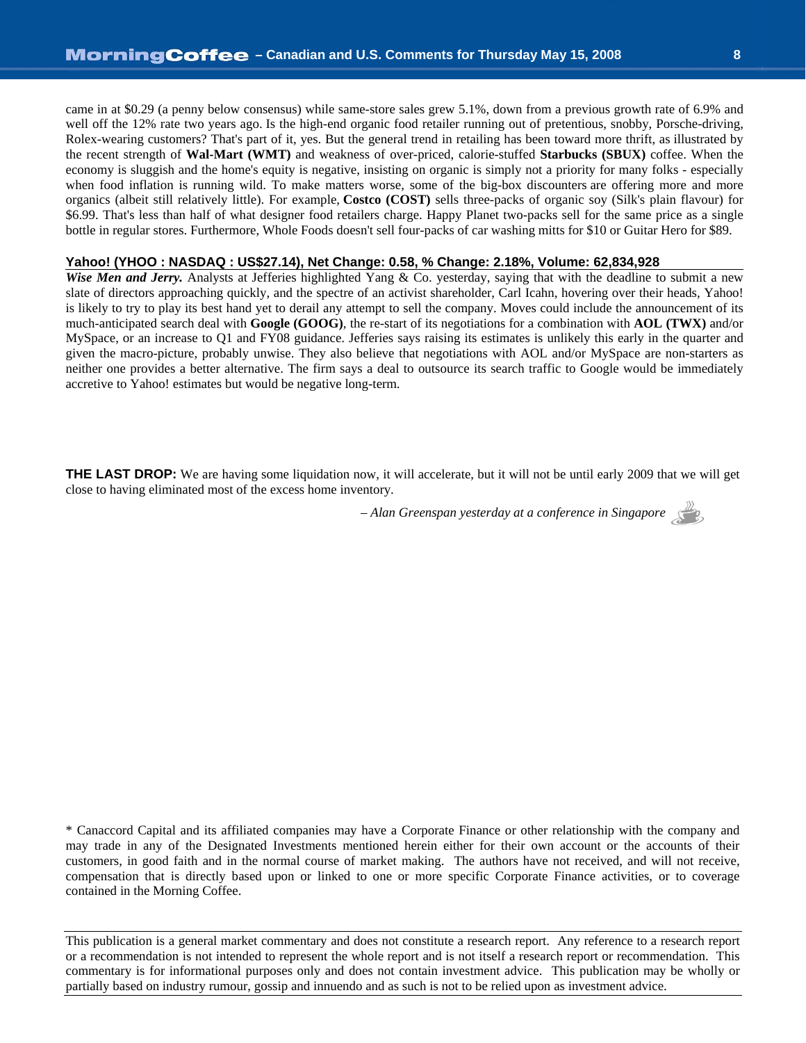came in at $0.29 (a penny below consensus) while same-store sales grew 5.1%, down from a previous growth rate of 6.9% and well off the 12% rate two years ago. Is the high-end organic food retailer running out of pretentious, snobby, Porsche-driving, Rolex-wearing customers? That's part of it, yes. But the general trend in retailing has been toward more thrift, as illustrated by the recent strength of **Wal-Mart (WMT)** and weakness of over-priced, calorie-stuffed **Starbucks (SBUX)** coffee. When the economy is sluggish and the home's equity is negative, insisting on organic is simply not a priority for many folks - especially when food inflation is running wild. To make matters worse, some of the big-box discounters are offering more and more organics (albeit still relatively little). For example, **Costco (COST)** sells three-packs of organic soy (Silk's plain flavour) for $6.99. That's less than half of what designer food retailers charge. Happy Planet two-packs sell for the same price as a single bottle in regular stores. Furthermore, Whole Foods doesn't sell four-packs of car washing mitts for $10 or Guitar Hero for $89.

## Yahoo! (YHOO : NASDAQ : US$27.14), Net Change: 0.58, % Change: 2.18%, Volume: 62,834,928

***Wise Men and Jerry.*** Analysts at Jefferies highlighted Yang & Co. yesterday, saying that with the deadline to submit a new slate of directors approaching quickly, and the spectre of an activist shareholder, Carl Icahn, hovering over their heads, Yahoo! is likely to try to play its best hand yet to derail any attempt to sell the company. Moves could include the announcement of its much-anticipated search deal with **Google (GOOG)**, the re-start of its negotiations for a combination with **AOL (TWX)** and/or MySpace, or an increase to Q1 and FY08 guidance. Jefferies says raising its estimates is unlikely this early in the quarter and given the macro-picture, probably unwise. They also believe that negotiations with AOL and/or MySpace are non-starters as neither one provides a better alternative. The firm says a deal to outsource its search traffic to Google would be immediately accretive to Yahoo! estimates but would be negative long-term.

**THE LAST DROP:** We are having some liquidation now, it will accelerate, but it will not be until early 2009 that we will get close to having eliminated most of the excess home inventory.

*– Alan Greenspan yesterday at a conference in Singapore*

* Canaccord Capital and its affiliated companies may have a Corporate Finance or other relationship with the company and may trade in any of the Designated Investments mentioned herein either for their own account or the accounts of their customers, in good faith and in the normal course of market making. The authors have not received, and will not receive, compensation that is directly based upon or linked to one or more specific Corporate Finance activities, or to coverage contained in the Morning Coffee.

This publication is a general market commentary and does not constitute a research report. Any reference to a research report or a recommendation is not intended to represent the whole report and is not itself a research report or recommendation. This commentary is for informational purposes only and does not contain investment advice. This publication may be wholly or partially based on industry rumour, gossip and innuendo and as such is not to be relied upon as investment advice.